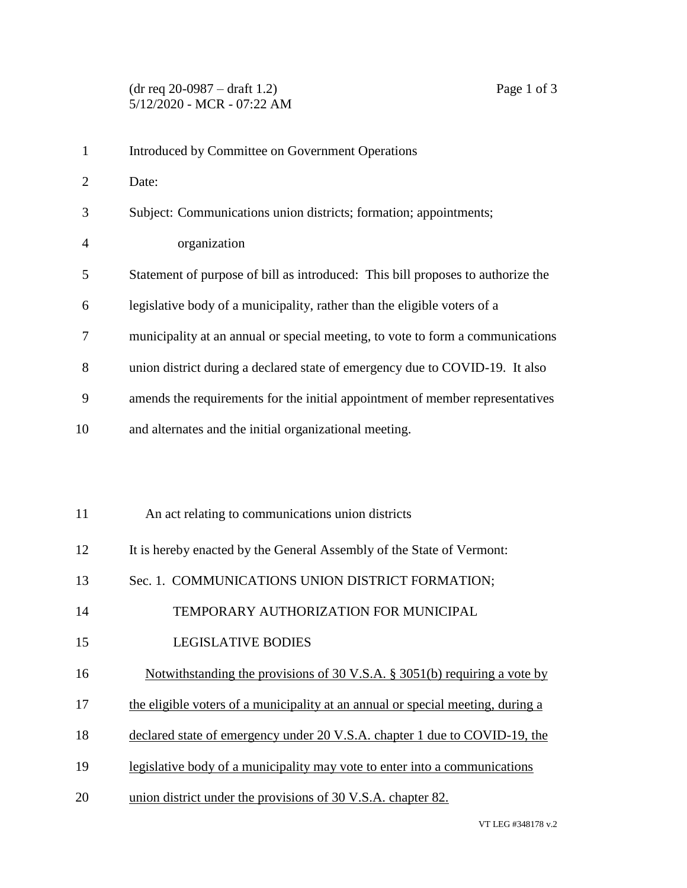Introduced by Committee on Government Operations

Date:

Subject: Communications union districts; formation; appointments; organization

Statement of purpose of bill as introduced: This bill proposes to authorize the legislative body of a municipality, rather than the eligible voters of a municipality at an annual or special meeting, to vote to form a communications union district during a declared state of emergency due to COVID-19. It also amends the requirements for the initial appointment of member representatives and alternates and the initial organizational meeting.

An act relating to communications union districts

It is hereby enacted by the General Assembly of the State of Vermont:

Sec. 1. COMMUNICATIONS UNION DISTRICT FORMATION; TEMPORARY AUTHORIZATION FOR MUNICIPAL LEGISLATIVE BODIES

<u>Notwithstanding the provisions of 30 V.S.A. § 3051(b) requiring a vote by the eligible voters of a municipality at an annual or special meeting, during a declared state of emergency under 20 V.S.A. chapter 1 due to COVID-19, the legislative body of a municipality may vote to enter into a communications union district under the provisions of 30 V.S.A. chapter 82.</u>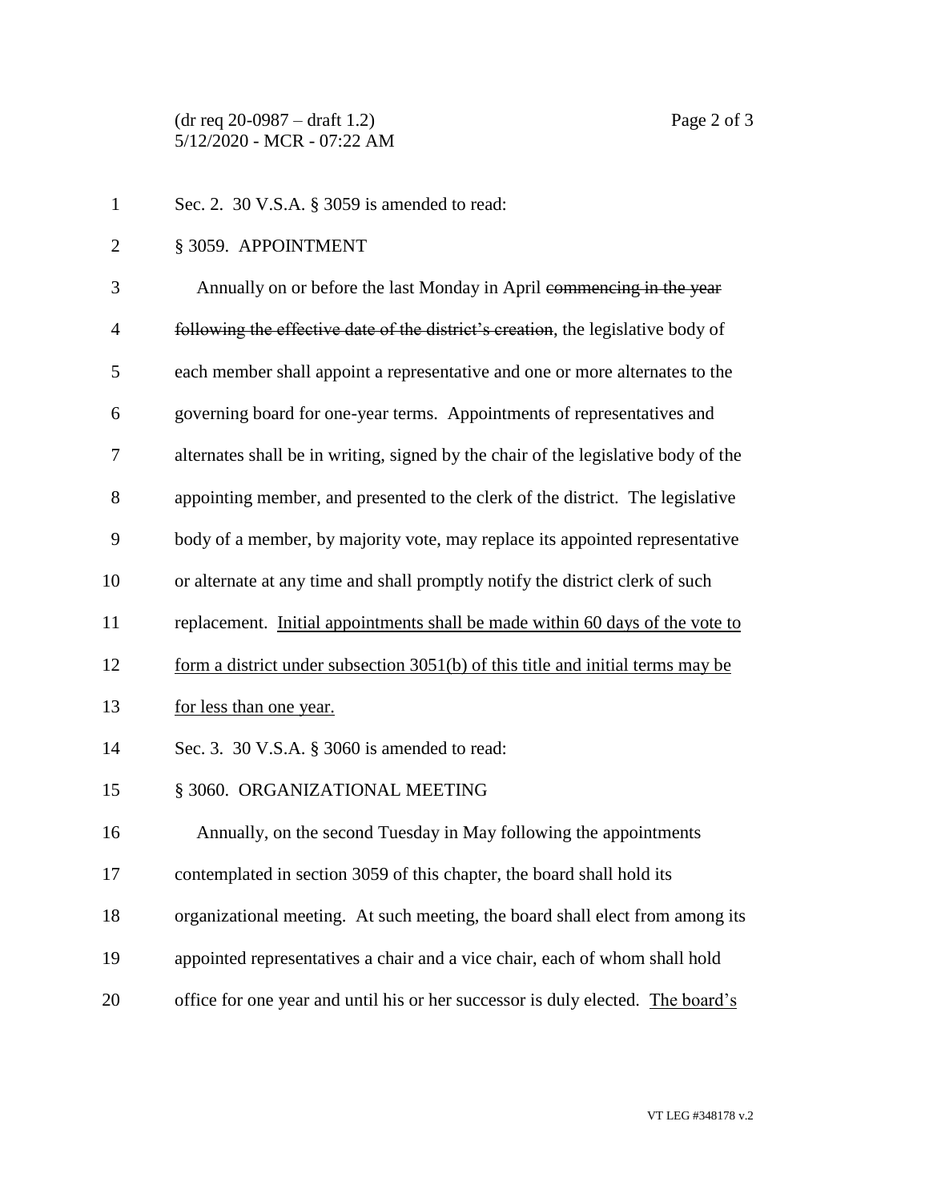Sec. 2. 30 V.S.A. § 3059 is amended to read:

§ 3059. APPOINTMENT

Annually on or before the last Monday in April ~~commencing in the year following the effective date of the district's creation~~, the legislative body of each member shall appoint a representative and one or more alternates to the governing board for one-year terms. Appointments of representatives and alternates shall be in writing, signed by the chair of the legislative body of the appointing member, and presented to the clerk of the district. The legislative body of a member, by majority vote, may replace its appointed representative or alternate at any time and shall promptly notify the district clerk of such replacement. <u>Initial appointments shall be made within 60 days of the vote to form a district under subsection 3051(b) of this title and initial terms may be for less than one year.</u>

Sec. 3. 30 V.S.A. § 3060 is amended to read:

§ 3060. ORGANIZATIONAL MEETING

Annually, on the second Tuesday in May following the appointments contemplated in section 3059 of this chapter, the board shall hold its organizational meeting. At such meeting, the board shall elect from among its appointed representatives a chair and a vice chair, each of whom shall hold office for one year and until his or her successor is duly elected. <u>The board's</u>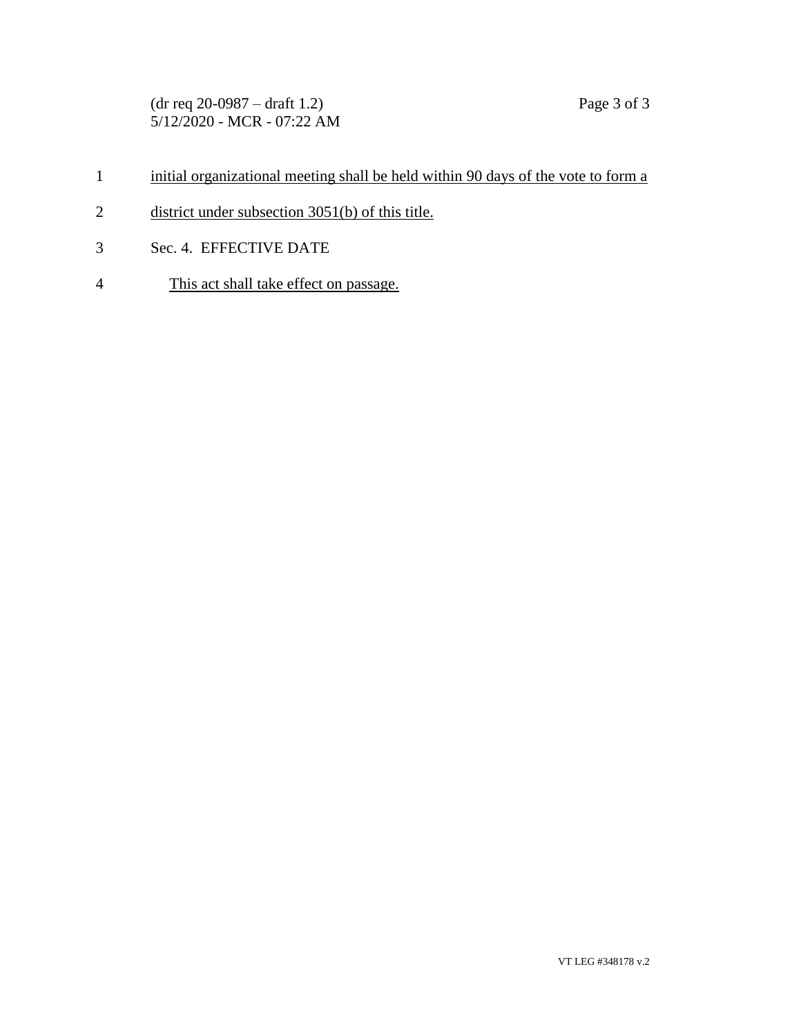initial organizational meeting shall be held within 90 days of the vote to form a district under subsection 3051(b) of this title.

Sec. 4. EFFECTIVE DATE

This act shall take effect on passage.